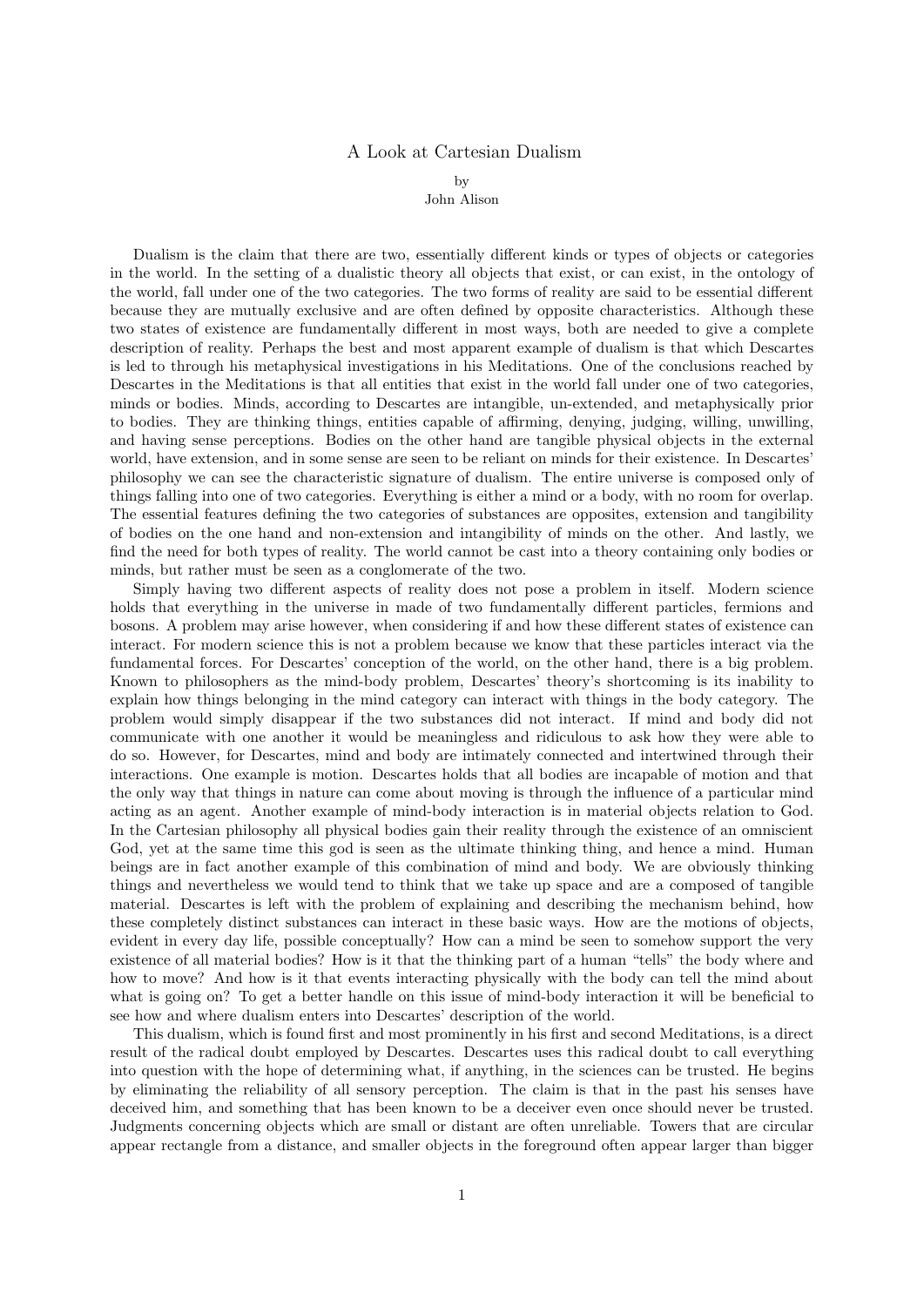# A Look at Cartesian Dualism

by
John Alison

Dualism is the claim that there are two, essentially different kinds or types of objects or categories in the world. In the setting of a dualistic theory all objects that exist, or can exist, in the ontology of the world, fall under one of the two categories. The two forms of reality are said to be essential different because they are mutually exclusive and are often defined by opposite characteristics. Although these two states of existence are fundamentally different in most ways, both are needed to give a complete description of reality. Perhaps the best and most apparent example of dualism is that which Descartes is led to through his metaphysical investigations in his Meditations. One of the conclusions reached by Descartes in the Meditations is that all entities that exist in the world fall under one of two categories, minds or bodies. Minds, according to Descartes are intangible, un-extended, and metaphysically prior to bodies. They are thinking things, entities capable of affirming, denying, judging, willing, unwilling, and having sense perceptions. Bodies on the other hand are tangible physical objects in the external world, have extension, and in some sense are seen to be reliant on minds for their existence. In Descartes' philosophy we can see the characteristic signature of dualism. The entire universe is composed only of things falling into one of two categories. Everything is either a mind or a body, with no room for overlap. The essential features defining the two categories of substances are opposites, extension and tangibility of bodies on the one hand and non-extension and intangibility of minds on the other. And lastly, we find the need for both types of reality. The world cannot be cast into a theory containing only bodies or minds, but rather must be seen as a conglomerate of the two.

Simply having two different aspects of reality does not pose a problem in itself. Modern science holds that everything in the universe in made of two fundamentally different particles, fermions and bosons. A problem may arise however, when considering if and how these different states of existence can interact. For modern science this is not a problem because we know that these particles interact via the fundamental forces. For Descartes' conception of the world, on the other hand, there is a big problem. Known to philosophers as the mind-body problem, Descartes' theory's shortcoming is its inability to explain how things belonging in the mind category can interact with things in the body category. The problem would simply disappear if the two substances did not interact. If mind and body did not communicate with one another it would be meaningless and ridiculous to ask how they were able to do so. However, for Descartes, mind and body are intimately connected and intertwined through their interactions. One example is motion. Descartes holds that all bodies are incapable of motion and that the only way that things in nature can come about moving is through the influence of a particular mind acting as an agent. Another example of mind-body interaction is in material objects relation to God. In the Cartesian philosophy all physical bodies gain their reality through the existence of an omniscient God, yet at the same time this god is seen as the ultimate thinking thing, and hence a mind. Human beings are in fact another example of this combination of mind and body. We are obviously thinking things and nevertheless we would tend to think that we take up space and are a composed of tangible material. Descartes is left with the problem of explaining and describing the mechanism behind, how these completely distinct substances can interact in these basic ways. How are the motions of objects, evident in every day life, possible conceptually? How can a mind be seen to somehow support the very existence of all material bodies? How is it that the thinking part of a human "tells" the body where and how to move? And how is it that events interacting physically with the body can tell the mind about what is going on? To get a better handle on this issue of mind-body interaction it will be beneficial to see how and where dualism enters into Descartes' description of the world.

This dualism, which is found first and most prominently in his first and second Meditations, is a direct result of the radical doubt employed by Descartes. Descartes uses this radical doubt to call everything into question with the hope of determining what, if anything, in the sciences can be trusted. He begins by eliminating the reliability of all sensory perception. The claim is that in the past his senses have deceived him, and something that has been known to be a deceiver even once should never be trusted. Judgments concerning objects which are small or distant are often unreliable. Towers that are circular appear rectangle from a distance, and smaller objects in the foreground often appear larger than bigger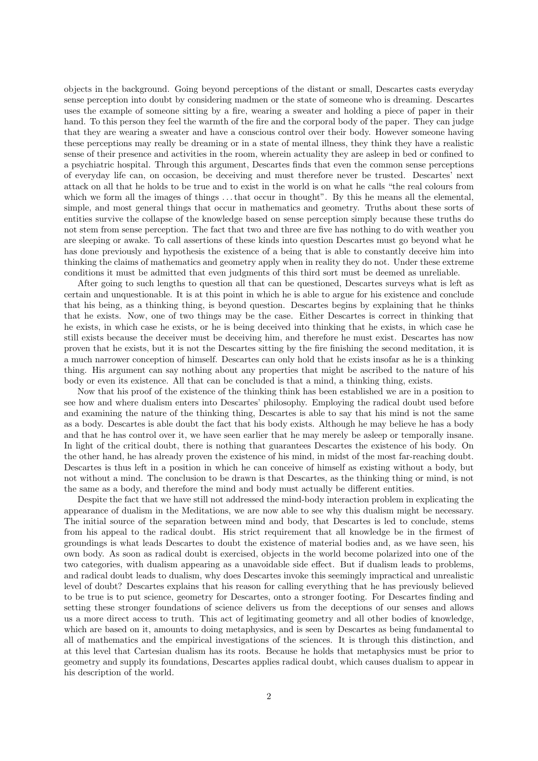objects in the background. Going beyond perceptions of the distant or small, Descartes casts everyday sense perception into doubt by considering madmen or the state of someone who is dreaming. Descartes uses the example of someone sitting by a fire, wearing a sweater and holding a piece of paper in their hand. To this person they feel the warmth of the fire and the corporal body of the paper. They can judge that they are wearing a sweater and have a conscious control over their body. However someone having these perceptions may really be dreaming or in a state of mental illness, they think they have a realistic sense of their presence and activities in the room, wherein actuality they are asleep in bed or confined to a psychiatric hospital. Through this argument, Descartes finds that even the common sense perceptions of everyday life can, on occasion, be deceiving and must therefore never be trusted. Descartes' next attack on all that he holds to be true and to exist in the world is on what he calls "the real colours from which we form all the images of things . . . that occur in thought". By this he means all the elemental, simple, and most general things that occur in mathematics and geometry. Truths about these sorts of entities survive the collapse of the knowledge based on sense perception simply because these truths do not stem from sense perception. The fact that two and three are five has nothing to do with weather you are sleeping or awake. To call assertions of these kinds into question Descartes must go beyond what he has done previously and hypothesis the existence of a being that is able to constantly deceive him into thinking the claims of mathematics and geometry apply when in reality they do not. Under these extreme conditions it must be admitted that even judgments of this third sort must be deemed as unreliable.

After going to such lengths to question all that can be questioned, Descartes surveys what is left as certain and unquestionable. It is at this point in which he is able to argue for his existence and conclude that his being, as a thinking thing, is beyond question. Descartes begins by explaining that he thinks that he exists. Now, one of two things may be the case. Either Descartes is correct in thinking that he exists, in which case he exists, or he is being deceived into thinking that he exists, in which case he still exists because the deceiver must be deceiving him, and therefore he must exist. Descartes has now proven that he exists, but it is not the Descartes sitting by the fire finishing the second meditation, it is a much narrower conception of himself. Descartes can only hold that he exists insofar as he is a thinking thing. His argument can say nothing about any properties that might be ascribed to the nature of his body or even its existence. All that can be concluded is that a mind, a thinking thing, exists.

Now that his proof of the existence of the thinking think has been established we are in a position to see how and where dualism enters into Descartes' philosophy. Employing the radical doubt used before and examining the nature of the thinking thing, Descartes is able to say that his mind is not the same as a body. Descartes is able doubt the fact that his body exists. Although he may believe he has a body and that he has control over it, we have seen earlier that he may merely be asleep or temporally insane. In light of the critical doubt, there is nothing that guarantees Descartes the existence of his body. On the other hand, he has already proven the existence of his mind, in midst of the most far-reaching doubt. Descartes is thus left in a position in which he can conceive of himself as existing without a body, but not without a mind. The conclusion to be drawn is that Descartes, as the thinking thing or mind, is not the same as a body, and therefore the mind and body must actually be different entities.

Despite the fact that we have still not addressed the mind-body interaction problem in explicating the appearance of dualism in the Meditations, we are now able to see why this dualism might be necessary. The initial source of the separation between mind and body, that Descartes is led to conclude, stems from his appeal to the radical doubt. His strict requirement that all knowledge be in the firmest of groundings is what leads Descartes to doubt the existence of material bodies and, as we have seen, his own body. As soon as radical doubt is exercised, objects in the world become polarized into one of the two categories, with dualism appearing as a unavoidable side effect. But if dualism leads to problems, and radical doubt leads to dualism, why does Descartes invoke this seemingly impractical and unrealistic level of doubt? Descartes explains that his reason for calling everything that he has previously believed to be true is to put science, geometry for Descartes, onto a stronger footing. For Descartes finding and setting these stronger foundations of science delivers us from the deceptions of our senses and allows us a more direct access to truth. This act of legitimating geometry and all other bodies of knowledge, which are based on it, amounts to doing metaphysics, and is seen by Descartes as being fundamental to all of mathematics and the empirical investigations of the sciences. It is through this distinction, and at this level that Cartesian dualism has its roots. Because he holds that metaphysics must be prior to geometry and supply its foundations, Descartes applies radical doubt, which causes dualism to appear in his description of the world.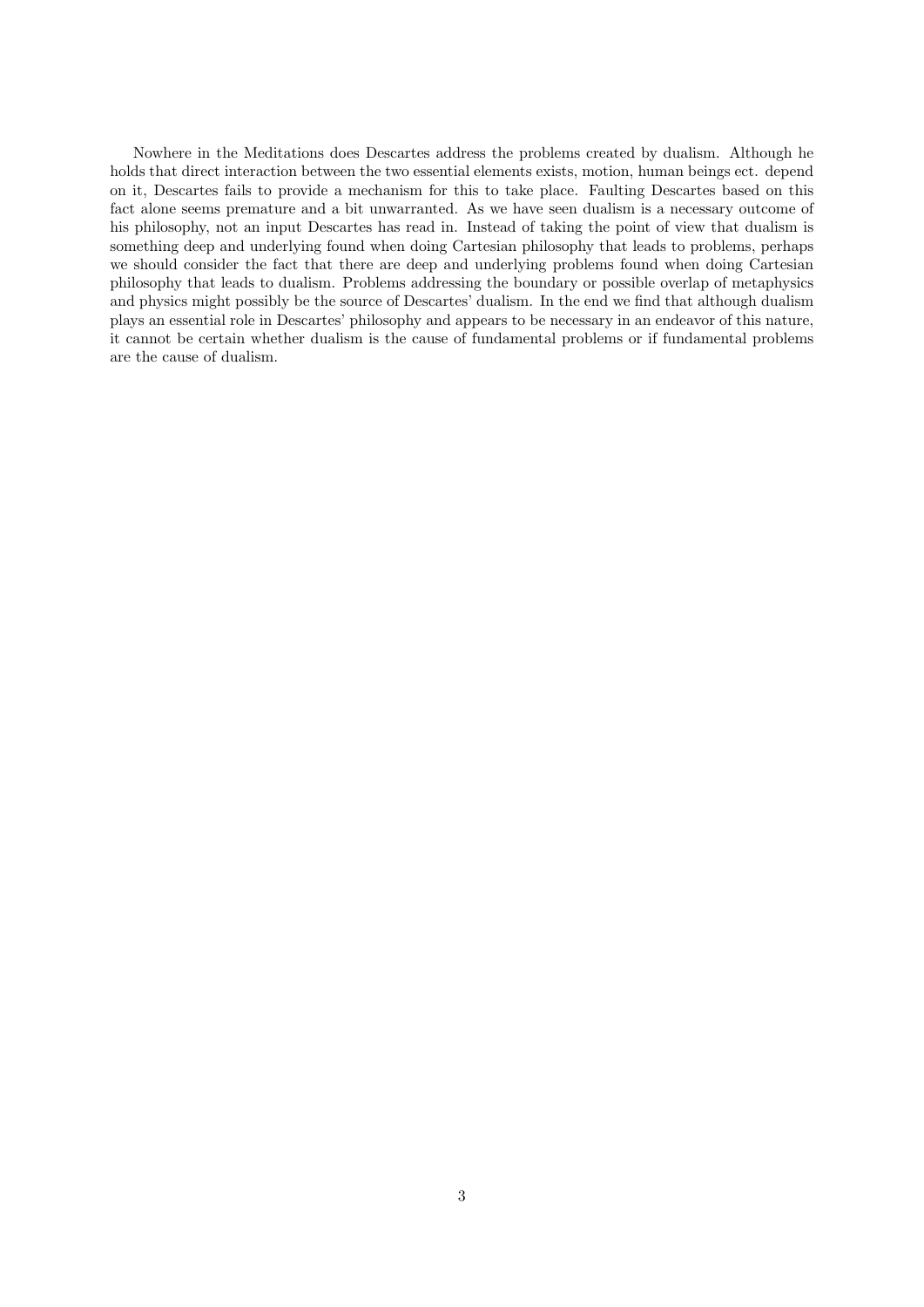Nowhere in the Meditations does Descartes address the problems created by dualism. Although he holds that direct interaction between the two essential elements exists, motion, human beings ect. depend on it, Descartes fails to provide a mechanism for this to take place. Faulting Descartes based on this fact alone seems premature and a bit unwarranted. As we have seen dualism is a necessary outcome of his philosophy, not an input Descartes has read in. Instead of taking the point of view that dualism is something deep and underlying found when doing Cartesian philosophy that leads to problems, perhaps we should consider the fact that there are deep and underlying problems found when doing Cartesian philosophy that leads to dualism. Problems addressing the boundary or possible overlap of metaphysics and physics might possibly be the source of Descartes' dualism. In the end we find that although dualism plays an essential role in Descartes' philosophy and appears to be necessary in an endeavor of this nature, it cannot be certain whether dualism is the cause of fundamental problems or if fundamental problems are the cause of dualism.